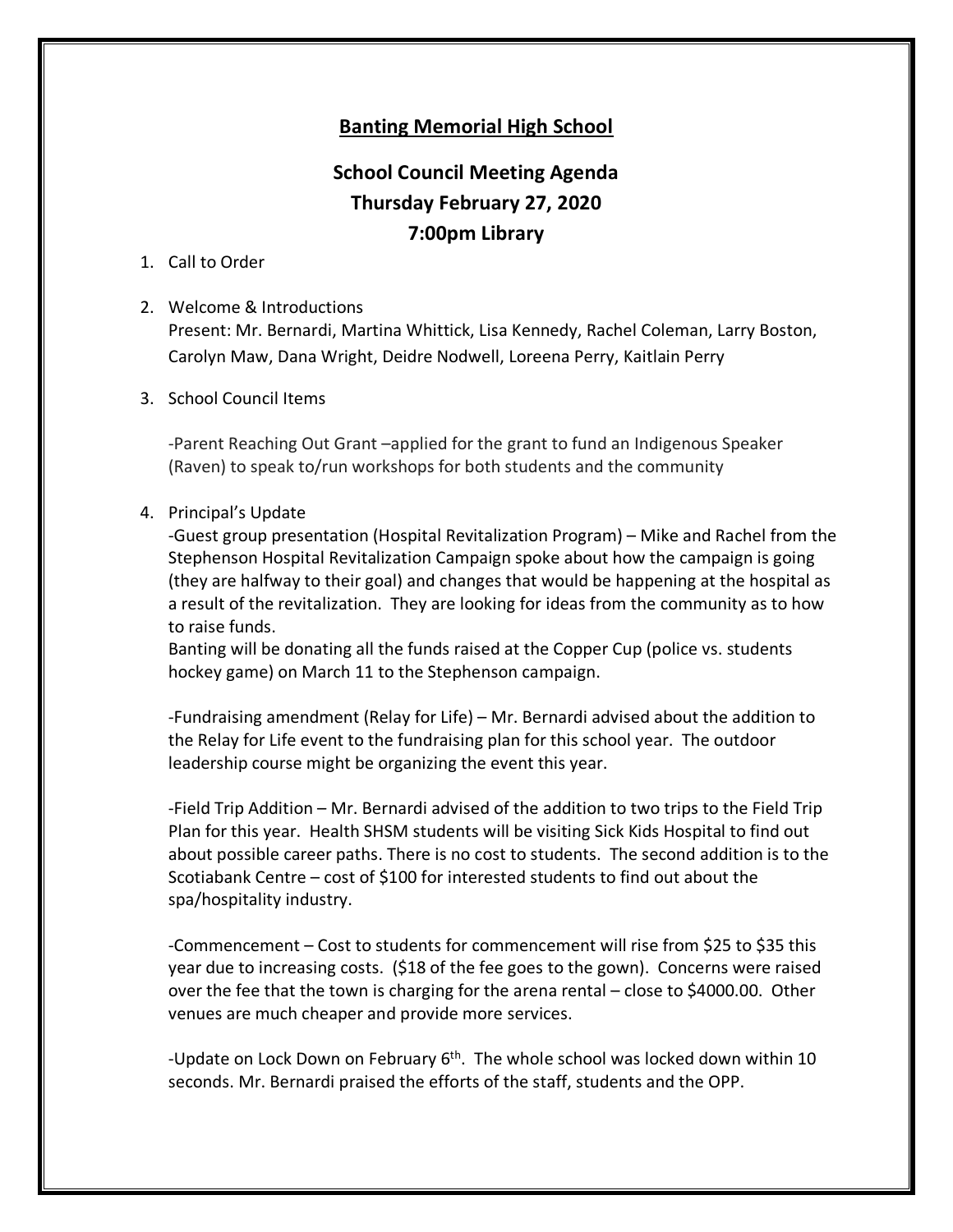# Banting Memorial High School

## School Council Meeting Agenda

## Thursday February 27, 2020

## 7:00pm Library

1. Call to Order

2. Welcome & Introductions
   Present: Mr. Bernardi, Martina Whittick, Lisa Kennedy, Rachel Coleman, Larry Boston, Carolyn Maw, Dana Wright, Deidre Nodwell, Loreena Perry, Kaitlain Perry

3. School Council Items

   -Parent Reaching Out Grant –applied for the grant to fund an Indigenous Speaker (Raven) to speak to/run workshops for both students and the community

4. Principal's Update
   -Guest group presentation (Hospital Revitalization Program) – Mike and Rachel from the Stephenson Hospital Revitalization Campaign spoke about how the campaign is going (they are halfway to their goal) and changes that would be happening at the hospital as a result of the revitalization. They are looking for ideas from the community as to how to raise funds.
   Banting will be donating all the funds raised at the Copper Cup (police vs. students hockey game) on March 11 to the Stephenson campaign.

   -Fundraising amendment (Relay for Life) – Mr. Bernardi advised about the addition to the Relay for Life event to the fundraising plan for this school year. The outdoor leadership course might be organizing the event this year.

   -Field Trip Addition – Mr. Bernardi advised of the addition to two trips to the Field Trip Plan for this year. Health SHSM students will be visiting Sick Kids Hospital to find out about possible career paths. There is no cost to students. The second addition is to the Scotiabank Centre – cost of $100 for interested students to find out about the spa/hospitality industry.

   -Commencement – Cost to students for commencement will rise from $25 to $35 this year due to increasing costs. ($18 of the fee goes to the gown). Concerns were raised over the fee that the town is charging for the arena rental – close to $4000.00. Other venues are much cheaper and provide more services.

   -Update on Lock Down on February 6th. The whole school was locked down within 10 seconds. Mr. Bernardi praised the efforts of the staff, students and the OPP.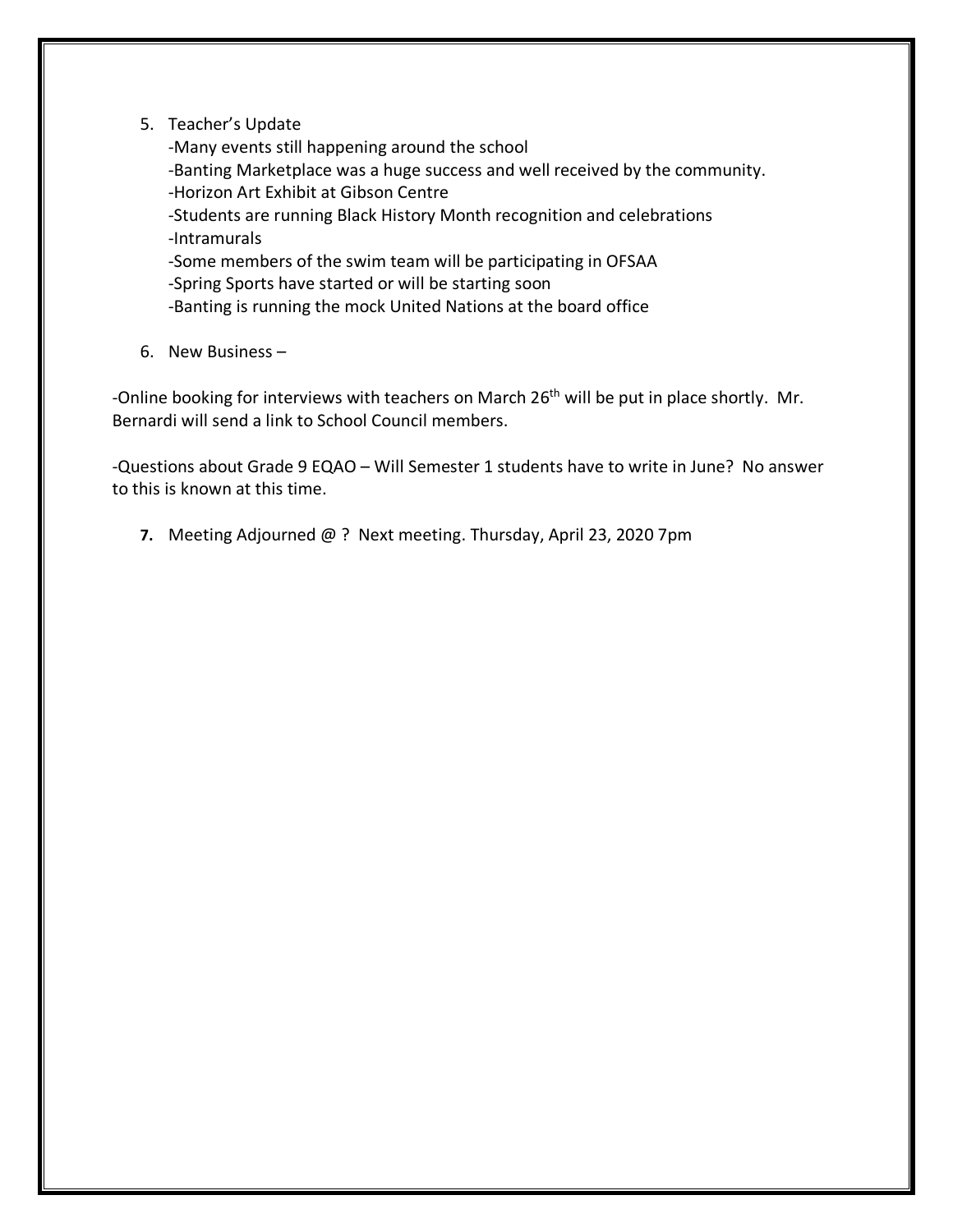5. Teacher's Update
   - -Many events still happening around the school
   - -Banting Marketplace was a huge success and well received by the community.
   - -Horizon Art Exhibit at Gibson Centre
   - -Students are running Black History Month recognition and celebrations
   - -Intramurals
   - -Some members of the swim team will be participating in OFSAA
   - -Spring Sports have started or will be starting soon
   - -Banting is running the mock United Nations at the board office

6. New Business –

-Online booking for interviews with teachers on March 26th will be put in place shortly. Mr. Bernardi will send a link to School Council members.

-Questions about Grade 9 EQAO – Will Semester 1 students have to write in June? No answer to this is known at this time.

**7.** Meeting Adjourned @ ? Next meeting. Thursday, April 23, 2020 7pm